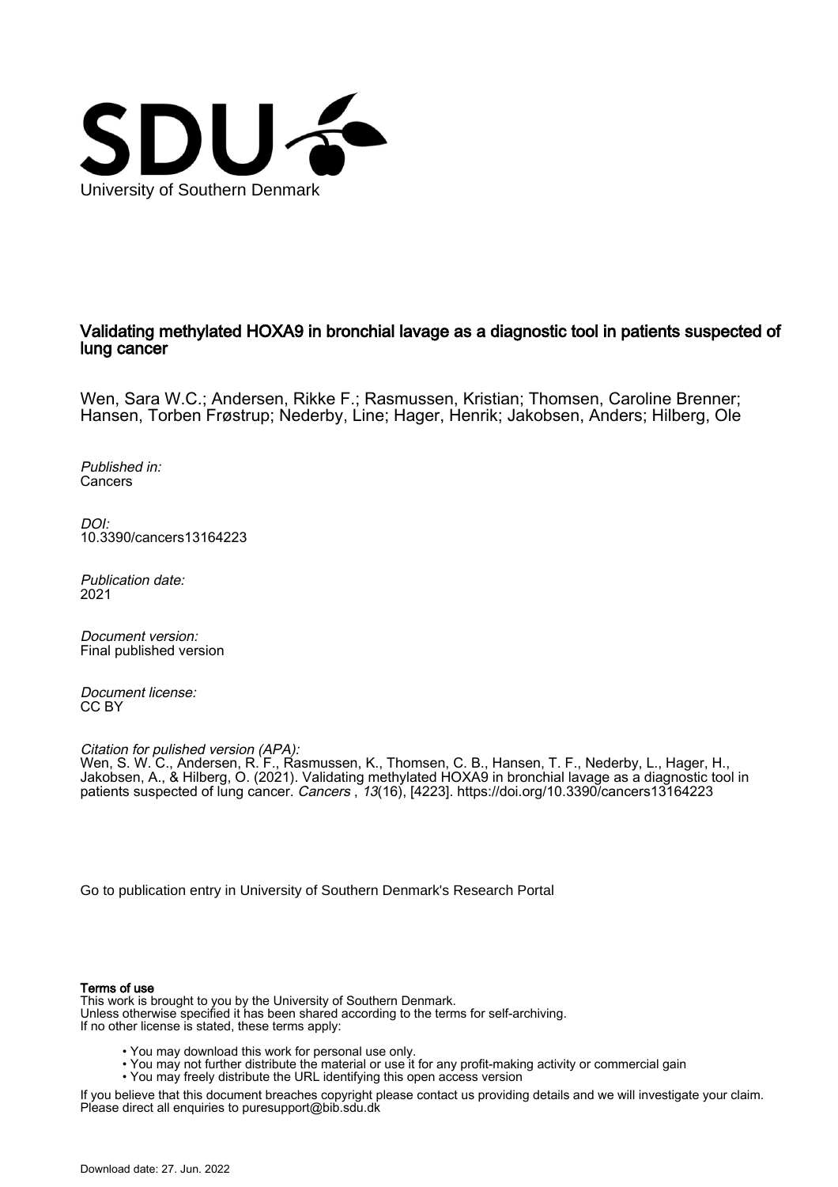University of Southern Denmark

# Validating methylated HOXA9 in bronchial lavage as a diagnostic tool in patients suspected of lung cancer

Wen, Sara W.C.; Andersen, Rikke F.; Rasmussen, Kristian; Thomsen, Caroline Brenner; Hansen, Torben Frøstrup; Nederby, Line; Hager, Henrik; Jakobsen, Anders; Hilberg, Ole

*Published in:*
Cancers

*DOI:*
10.3390/cancers13164223

*Publication date:*
2021

*Document version:*
Final published version

*Document license:*
CC BY

*Citation for pulished version (APA):*
Wen, S. W. C., Andersen, R. F., Rasmussen, K., Thomsen, C. B., Hansen, T. F., Nederby, L., Hager, H., Jakobsen, A., & Hilberg, O. (2021). Validating methylated HOXA9 in bronchial lavage as a diagnostic tool in patients suspected of lung cancer. *Cancers*, *13*(16), [4223]. https://doi.org/10.3390/cancers13164223

Go to publication entry in University of Southern Denmark's Research Portal

**Terms of use**

This work is brought to you by the University of Southern Denmark.
Unless otherwise specified it has been shared according to the terms for self-archiving.
If no other license is stated, these terms apply:

- You may download this work for personal use only.
- You may not further distribute the material or use it for any profit-making activity or commercial gain
- You may freely distribute the URL identifying this open access version

If you believe that this document breaches copyright please contact us providing details and we will investigate your claim.
Please direct all enquiries to puresupport@bib.sdu.dk

Download date: 27. Jun. 2022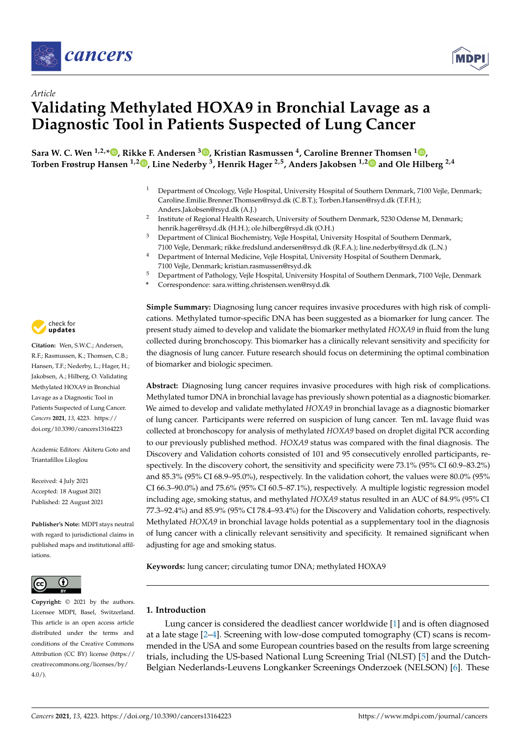Article

# Validating Methylated HOXA9 in Bronchial Lavage as a Diagnostic Tool in Patients Suspected of Lung Cancer

**Sara W. C. Wen [1,2,*], Rikke F. Andersen [3], Kristian Rasmussen [4], Caroline Brenner Thomsen [1], Torben Frøstrup Hansen [1,2], Line Nederby [3], Henrik Hager [2,5], Anders Jakobsen [1,2] and Ole Hilberg [2,4]**

[1] Department of Oncology, Vejle Hospital, University Hospital of Southern Denmark, 7100 Vejle, Denmark; Caroline.Emilie.Brenner.Thomsen@rsyd.dk (C.B.T.); Torben.Hansen@rsyd.dk (T.F.H.); Anders.Jakobsen@rsyd.dk (A.J.)
[2] Institute of Regional Health Research, University of Southern Denmark, 5230 Odense M, Denmark; henrik.hager@rsyd.dk (H.H.); ole.hilberg@rsyd.dk (O.H.)
[3] Department of Clinical Biochemistry, Vejle Hospital, University Hospital of Southern Denmark, 7100 Vejle, Denmark; rikke.fredslund.andersen@rsyd.dk (R.F.A.); line.nederby@rsyd.dk (L.N.)
[4] Department of Internal Medicine, Vejle Hospital, University Hospital of Southern Denmark, 7100 Vejle, Denmark; kristian.rasmussen@rsyd.dk
[5] Department of Pathology, Vejle Hospital, University Hospital of Southern Denmark, 7100 Vejle, Denmark
* Correspondence: sara.witting.christensen.wen@rsyd.dk

**Citation:** Wen, S.W.C.; Andersen, R.F.; Rasmussen, K.; Thomsen, C.B.; Hansen, T.F.; Nederby, L.; Hager, H.; Jakobsen, A.; Hilberg, O. Validating Methylated HOXA9 in Bronchial Lavage as a Diagnostic Tool in Patients Suspected of Lung Cancer. *Cancers* **2021**, *13*, 4223. https://doi.org/10.3390/cancers13164223

Academic Editors: Akiteru Goto and Triantafillos Liloglou

Received: 4 July 2021
Accepted: 18 August 2021
Published: 22 August 2021

**Publisher's Note:** MDPI stays neutral with regard to jurisdictional claims in published maps and institutional affiliations.

**Copyright:** © 2021 by the authors. Licensee MDPI, Basel, Switzerland. This article is an open access article distributed under the terms and conditions of the Creative Commons Attribution (CC BY) license (https://creativecommons.org/licenses/by/4.0/).

**Simple Summary:** Diagnosing lung cancer requires invasive procedures with high risk of complications. Methylated tumor-specific DNA has been suggested as a biomarker for lung cancer. The present study aimed to develop and validate the biomarker methylated *HOXA9* in fluid from the lung collected during bronchoscopy. This biomarker has a clinically relevant sensitivity and specificity for the diagnosis of lung cancer. Future research should focus on determining the optimal combination of biomarker and biologic specimen.

**Abstract:** Diagnosing lung cancer requires invasive procedures with high risk of complications. Methylated tumor DNA in bronchial lavage has previously shown potential as a diagnostic biomarker. We aimed to develop and validate methylated *HOXA9* in bronchial lavage as a diagnostic biomarker of lung cancer. Participants were referred on suspicion of lung cancer. Ten mL lavage fluid was collected at bronchoscopy for analysis of methylated *HOXA9* based on droplet digital PCR according to our previously published method. *HOXA9* status was compared with the final diagnosis. The Discovery and Validation cohorts consisted of 101 and 95 consecutively enrolled participants, respectively. In the discovery cohort, the sensitivity and specificity were 73.1% (95% CI 60.9–83.2%) and 85.3% (95% CI 68.9–95.0%), respectively. In the validation cohort, the values were 80.0% (95% CI 66.3–90.0%) and 75.6% (95% CI 60.5–87.1%), respectively. A multiple logistic regression model including age, smoking status, and methylated *HOXA9* status resulted in an AUC of 84.9% (95% CI 77.3–92.4%) and 85.9% (95% CI 78.4–93.4%) for the Discovery and Validation cohorts, respectively. Methylated *HOXA9* in bronchial lavage holds potential as a supplementary tool in the diagnosis of lung cancer with a clinically relevant sensitivity and specificity. It remained significant when adjusting for age and smoking status.

**Keywords:** lung cancer; circulating tumor DNA; methylated HOXA9

## 1. Introduction

Lung cancer is considered the deadliest cancer worldwide [1] and is often diagnosed at a late stage [2–4]. Screening with low-dose computed tomography (CT) scans is recommended in the USA and some European countries based on the results from large screening trials, including the US-based National Lung Screening Trial (NLST) [5] and the Dutch-Belgian Nederlands-Leuvens Longkanker Screenings Onderzoek (NELSON) [6]. These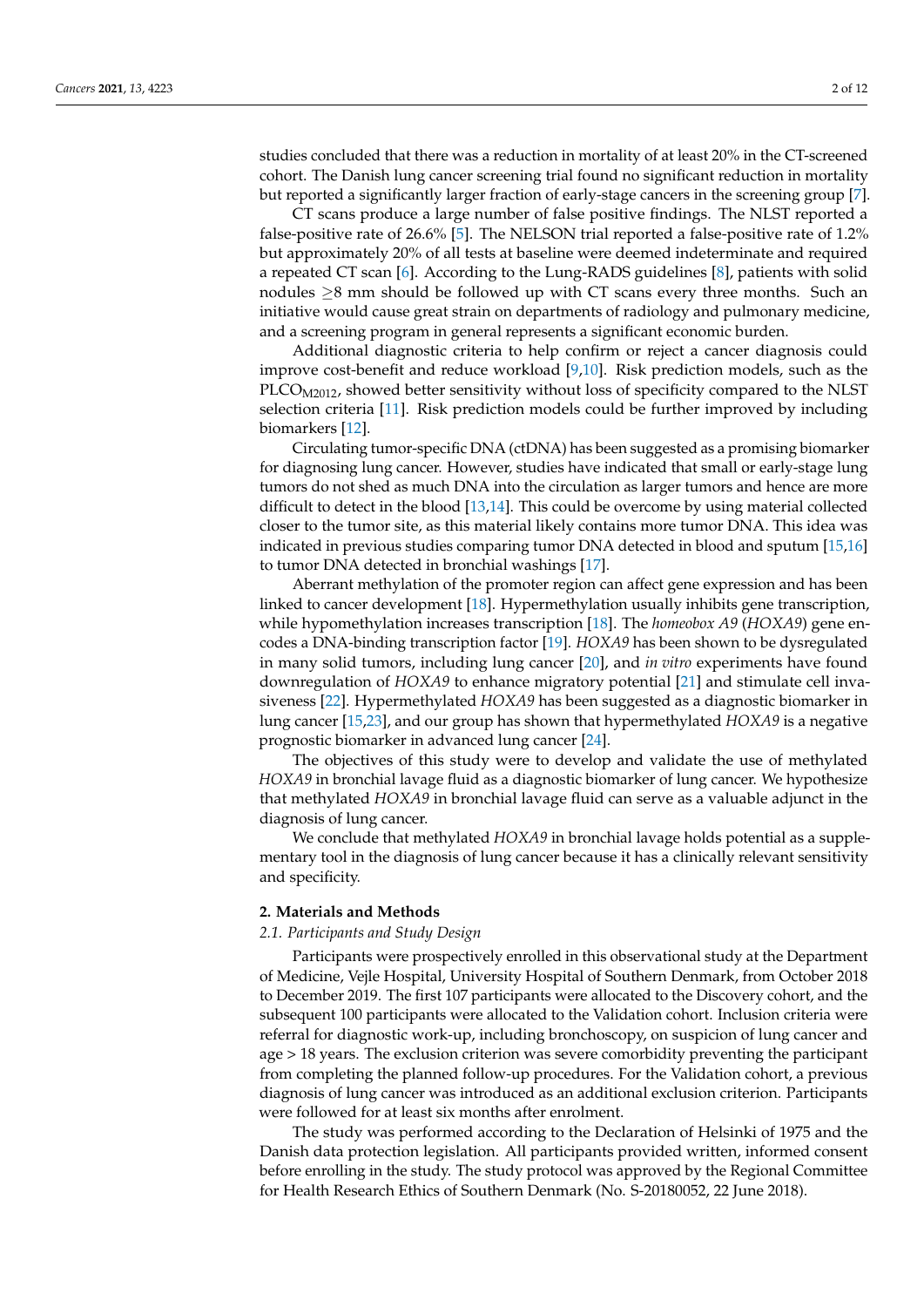studies concluded that there was a reduction in mortality of at least 20% in the CT-screened cohort. The Danish lung cancer screening trial found no significant reduction in mortality but reported a significantly larger fraction of early-stage cancers in the screening group [7].

CT scans produce a large number of false positive findings. The NLST reported a false-positive rate of 26.6% [5]. The NELSON trial reported a false-positive rate of 1.2% but approximately 20% of all tests at baseline were deemed indeterminate and required a repeated CT scan [6]. According to the Lung-RADS guidelines [8], patients with solid nodules ≥8 mm should be followed up with CT scans every three months. Such an initiative would cause great strain on departments of radiology and pulmonary medicine, and a screening program in general represents a significant economic burden.

Additional diagnostic criteria to help confirm or reject a cancer diagnosis could improve cost-benefit and reduce workload [9,10]. Risk prediction models, such as the $\text{PLCO}_{\text{M2012}}$, showed better sensitivity without loss of specificity compared to the NLST selection criteria [11]. Risk prediction models could be further improved by including biomarkers [12].

Circulating tumor-specific DNA (ctDNA) has been suggested as a promising biomarker for diagnosing lung cancer. However, studies have indicated that small or early-stage lung tumors do not shed as much DNA into the circulation as larger tumors and hence are more difficult to detect in the blood [13,14]. This could be overcome by using material collected closer to the tumor site, as this material likely contains more tumor DNA. This idea was indicated in previous studies comparing tumor DNA detected in blood and sputum [15,16] to tumor DNA detected in bronchial washings [17].

Aberrant methylation of the promoter region can affect gene expression and has been linked to cancer development [18]. Hypermethylation usually inhibits gene transcription, while hypomethylation increases transcription [18]. The *homeobox A9* (*HOXA9*) gene encodes a DNA-binding transcription factor [19]. *HOXA9* has been shown to be dysregulated in many solid tumors, including lung cancer [20], and *in vitro* experiments have found downregulation of *HOXA9* to enhance migratory potential [21] and stimulate cell invasiveness [22]. Hypermethylated *HOXA9* has been suggested as a diagnostic biomarker in lung cancer [15,23], and our group has shown that hypermethylated *HOXA9* is a negative prognostic biomarker in advanced lung cancer [24].

The objectives of this study were to develop and validate the use of methylated *HOXA9* in bronchial lavage fluid as a diagnostic biomarker of lung cancer. We hypothesize that methylated *HOXA9* in bronchial lavage fluid can serve as a valuable adjunct in the diagnosis of lung cancer.

We conclude that methylated *HOXA9* in bronchial lavage holds potential as a supplementary tool in the diagnosis of lung cancer because it has a clinically relevant sensitivity and specificity.

## 2. Materials and Methods

### 2.1. Participants and Study Design

Participants were prospectively enrolled in this observational study at the Department of Medicine, Vejle Hospital, University Hospital of Southern Denmark, from October 2018 to December 2019. The first 107 participants were allocated to the Discovery cohort, and the subsequent 100 participants were allocated to the Validation cohort. Inclusion criteria were referral for diagnostic work-up, including bronchoscopy, on suspicion of lung cancer and age > 18 years. The exclusion criterion was severe comorbidity preventing the participant from completing the planned follow-up procedures. For the Validation cohort, a previous diagnosis of lung cancer was introduced as an additional exclusion criterion. Participants were followed for at least six months after enrolment.

The study was performed according to the Declaration of Helsinki of 1975 and the Danish data protection legislation. All participants provided written, informed consent before enrolling in the study. The study protocol was approved by the Regional Committee for Health Research Ethics of Southern Denmark (No. S-20180052, 22 June 2018).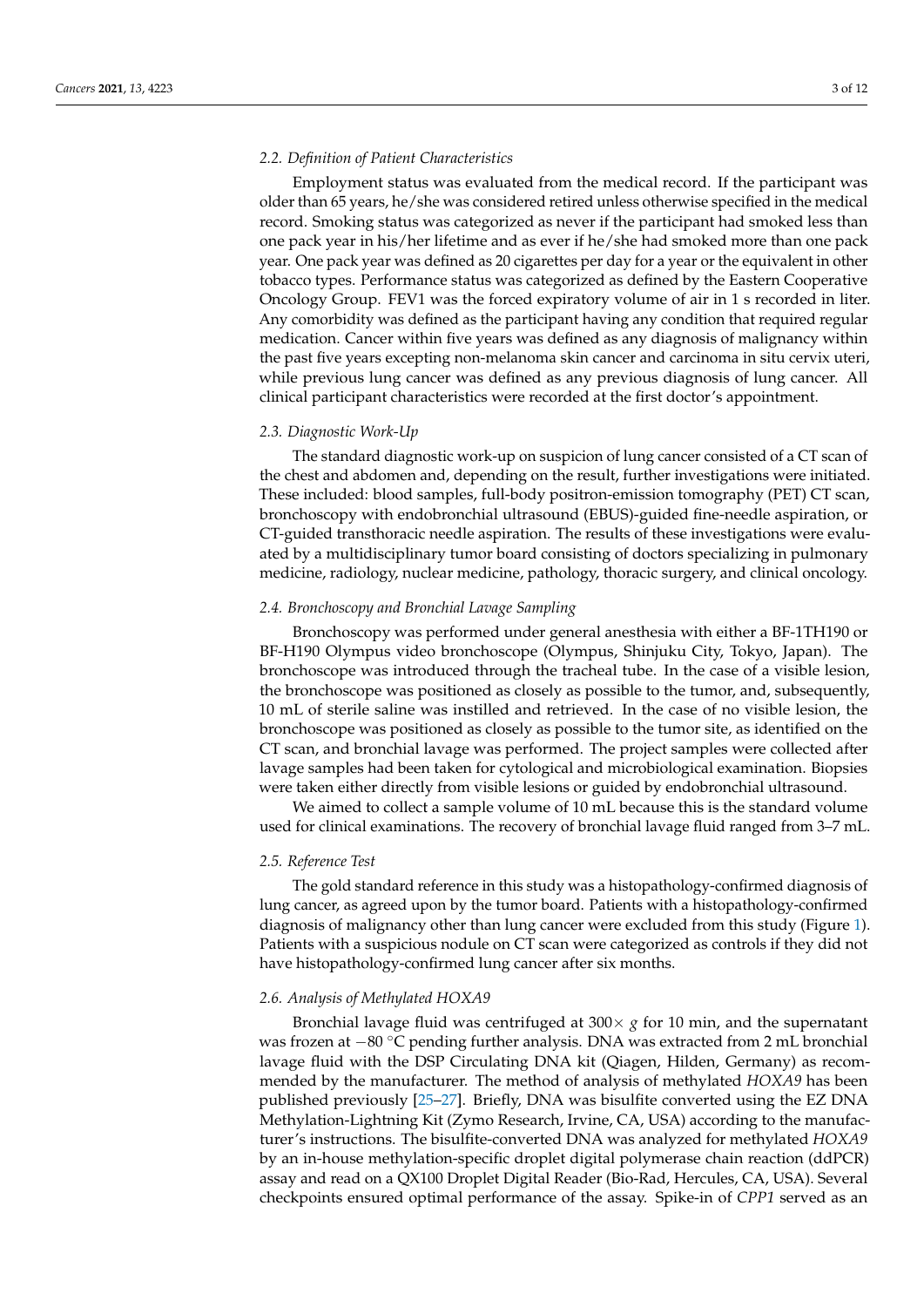### 2.2. Definition of Patient Characteristics

Employment status was evaluated from the medical record. If the participant was older than 65 years, he/she was considered retired unless otherwise specified in the medical record. Smoking status was categorized as never if the participant had smoked less than one pack year in his/her lifetime and as ever if he/she had smoked more than one pack year. One pack year was defined as 20 cigarettes per day for a year or the equivalent in other tobacco types. Performance status was categorized as defined by the Eastern Cooperative Oncology Group. FEV1 was the forced expiratory volume of air in 1 s recorded in liter. Any comorbidity was defined as the participant having any condition that required regular medication. Cancer within five years was defined as any diagnosis of malignancy within the past five years excepting non-melanoma skin cancer and carcinoma in situ cervix uteri, while previous lung cancer was defined as any previous diagnosis of lung cancer. All clinical participant characteristics were recorded at the first doctor's appointment.

### 2.3. Diagnostic Work-Up

The standard diagnostic work-up on suspicion of lung cancer consisted of a CT scan of the chest and abdomen and, depending on the result, further investigations were initiated. These included: blood samples, full-body positron-emission tomography (PET) CT scan, bronchoscopy with endobronchial ultrasound (EBUS)-guided fine-needle aspiration, or CT-guided transthoracic needle aspiration. The results of these investigations were evaluated by a multidisciplinary tumor board consisting of doctors specializing in pulmonary medicine, radiology, nuclear medicine, pathology, thoracic surgery, and clinical oncology.

### 2.4. Bronchoscopy and Bronchial Lavage Sampling

Bronchoscopy was performed under general anesthesia with either a BF-1TH190 or BF-H190 Olympus video bronchoscope (Olympus, Shinjuku City, Tokyo, Japan). The bronchoscope was introduced through the tracheal tube. In the case of a visible lesion, the bronchoscope was positioned as closely as possible to the tumor, and, subsequently, 10 mL of sterile saline was instilled and retrieved. In the case of no visible lesion, the bronchoscope was positioned as closely as possible to the tumor site, as identified on the CT scan, and bronchial lavage was performed. The project samples were collected after lavage samples had been taken for cytological and microbiological examination. Biopsies were taken either directly from visible lesions or guided by endobronchial ultrasound.

We aimed to collect a sample volume of 10 mL because this is the standard volume used for clinical examinations. The recovery of bronchial lavage fluid ranged from 3–7 mL.

### 2.5. Reference Test

The gold standard reference in this study was a histopathology-confirmed diagnosis of lung cancer, as agreed upon by the tumor board. Patients with a histopathology-confirmed diagnosis of malignancy other than lung cancer were excluded from this study (Figure 1). Patients with a suspicious nodule on CT scan were categorized as controls if they did not have histopathology-confirmed lung cancer after six months.

### 2.6. Analysis of Methylated HOXA9

Bronchial lavage fluid was centrifuged at $300\times\, g$ for 10 min, and the supernatant was frozen at −80 °C pending further analysis. DNA was extracted from 2 mL bronchial lavage fluid with the DSP Circulating DNA kit (Qiagen, Hilden, Germany) as recommended by the manufacturer. The method of analysis of methylated *HOXA9* has been published previously [25–27]. Briefly, DNA was bisulfite converted using the EZ DNA Methylation-Lightning Kit (Zymo Research, Irvine, CA, USA) according to the manufacturer's instructions. The bisulfite-converted DNA was analyzed for methylated *HOXA9* by an in-house methylation-specific droplet digital polymerase chain reaction (ddPCR) assay and read on a QX100 Droplet Digital Reader (Bio-Rad, Hercules, CA, USA). Several checkpoints ensured optimal performance of the assay. Spike-in of *CPP1* served as an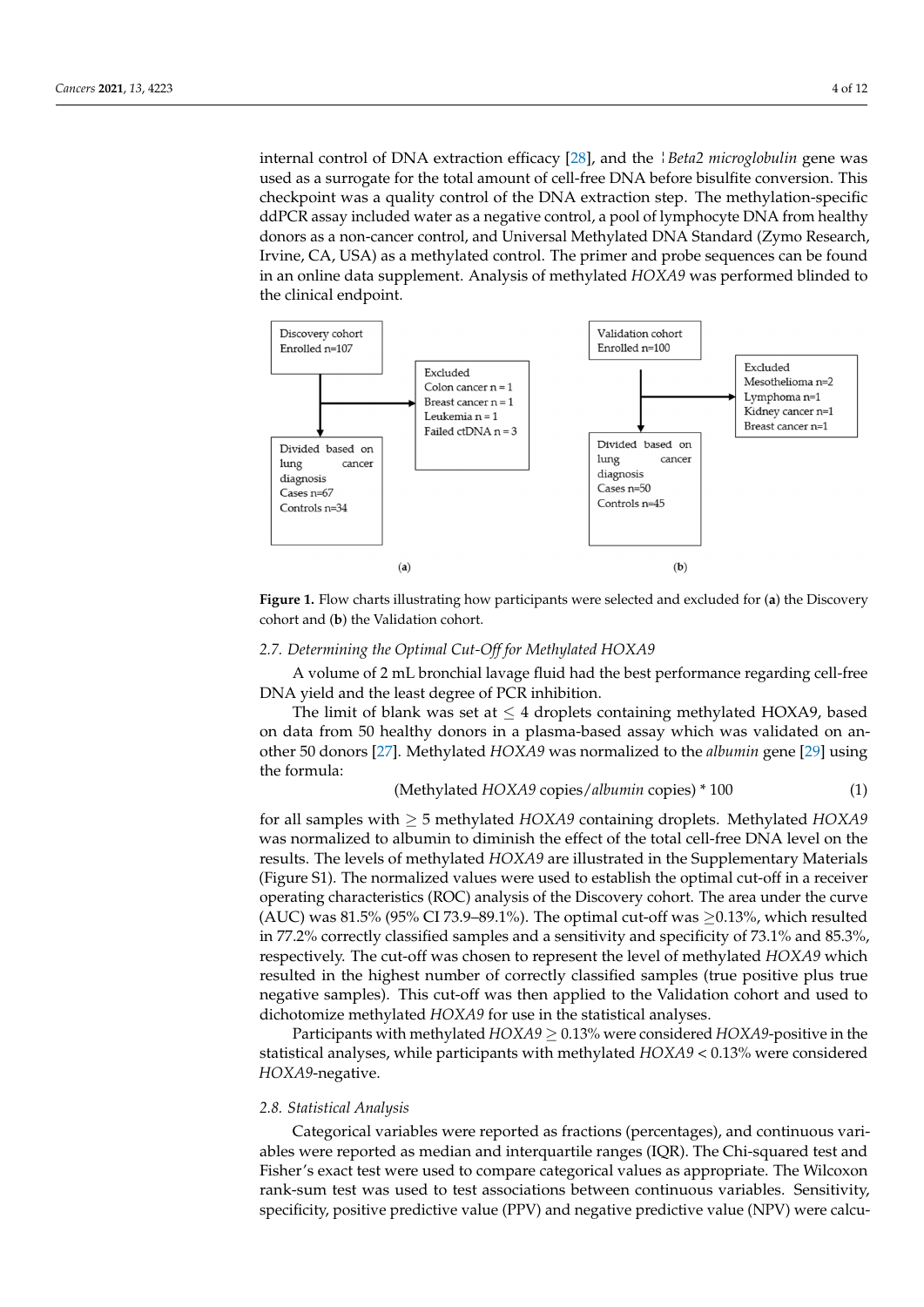internal control of DNA extraction efficacy [28], and the *Beta2 microglobulin* gene was used as a surrogate for the total amount of cell-free DNA before bisulfite conversion. This checkpoint was a quality control of the DNA extraction step. The methylation-specific ddPCR assay included water as a negative control, a pool of lymphocyte DNA from healthy donors as a non-cancer control, and Universal Methylated DNA Standard (Zymo Research, Irvine, CA, USA) as a methylated control. The primer and probe sequences can be found in an online data supplement. Analysis of methylated *HOXA9* was performed blinded to the clinical endpoint.

(a)

Discovery cohort
Enrolled n=107

Excluded
Colon cancer n = 1
Breast cancer n = 1
Leukemia n = 1
Failed ctDNA n = 3

Divided based on lung cancer diagnosis
Cases n=67
Controls n=34

(b)

Validation cohort
Enrolled n=100

Excluded
Mesothelioma n=2
Lymphoma n=1
Kidney cancer n=1
Breast cancer n=1

Divided based on lung cancer diagnosis
Cases n=50
Controls n=45

**Figure 1.** Flow charts illustrating how participants were selected and excluded for (**a**) the Discovery cohort and (**b**) the Validation cohort.

### 2.7. Determining the Optimal Cut-Off for Methylated HOXA9

A volume of 2 mL bronchial lavage fluid had the best performance regarding cell-free DNA yield and the least degree of PCR inhibition.

The limit of blank was set at $\leq$ 4 droplets containing methylated HOXA9, based on data from 50 healthy donors in a plasma-based assay which was validated on another 50 donors [27]. Methylated *HOXA9* was normalized to the *albumin* gene [29] using the formula:

$$(\text{Methylated } \textit{HOXA9} \text{ copies}/\textit{albumin} \text{ copies}) * 100 \quad (1)$$

for all samples with $\geq$ 5 methylated *HOXA9* containing droplets. Methylated *HOXA9* was normalized to albumin to diminish the effect of the total cell-free DNA level on the results. The levels of methylated *HOXA9* are illustrated in the Supplementary Materials (Figure S1). The normalized values were used to establish the optimal cut-off in a receiver operating characteristics (ROC) analysis of the Discovery cohort. The area under the curve (AUC) was 81.5% (95% CI 73.9–89.1%). The optimal cut-off was $\geq$0.13%, which resulted in 77.2% correctly classified samples and a sensitivity and specificity of 73.1% and 85.3%, respectively. The cut-off was chosen to represent the level of methylated *HOXA9* which resulted in the highest number of correctly classified samples (true positive plus true negative samples). This cut-off was then applied to the Validation cohort and used to dichotomize methylated *HOXA9* for use in the statistical analyses.

Participants with methylated *HOXA9* $\geq$ 0.13% were considered *HOXA9*-positive in the statistical analyses, while participants with methylated *HOXA9* < 0.13% were considered *HOXA9*-negative.

### 2.8. Statistical Analysis

Categorical variables were reported as fractions (percentages), and continuous variables were reported as median and interquartile ranges (IQR). The Chi-squared test and Fisher's exact test were used to compare categorical values as appropriate. The Wilcoxon rank-sum test was used to test associations between continuous variables. Sensitivity, specificity, positive predictive value (PPV) and negative predictive value (NPV) were calcu-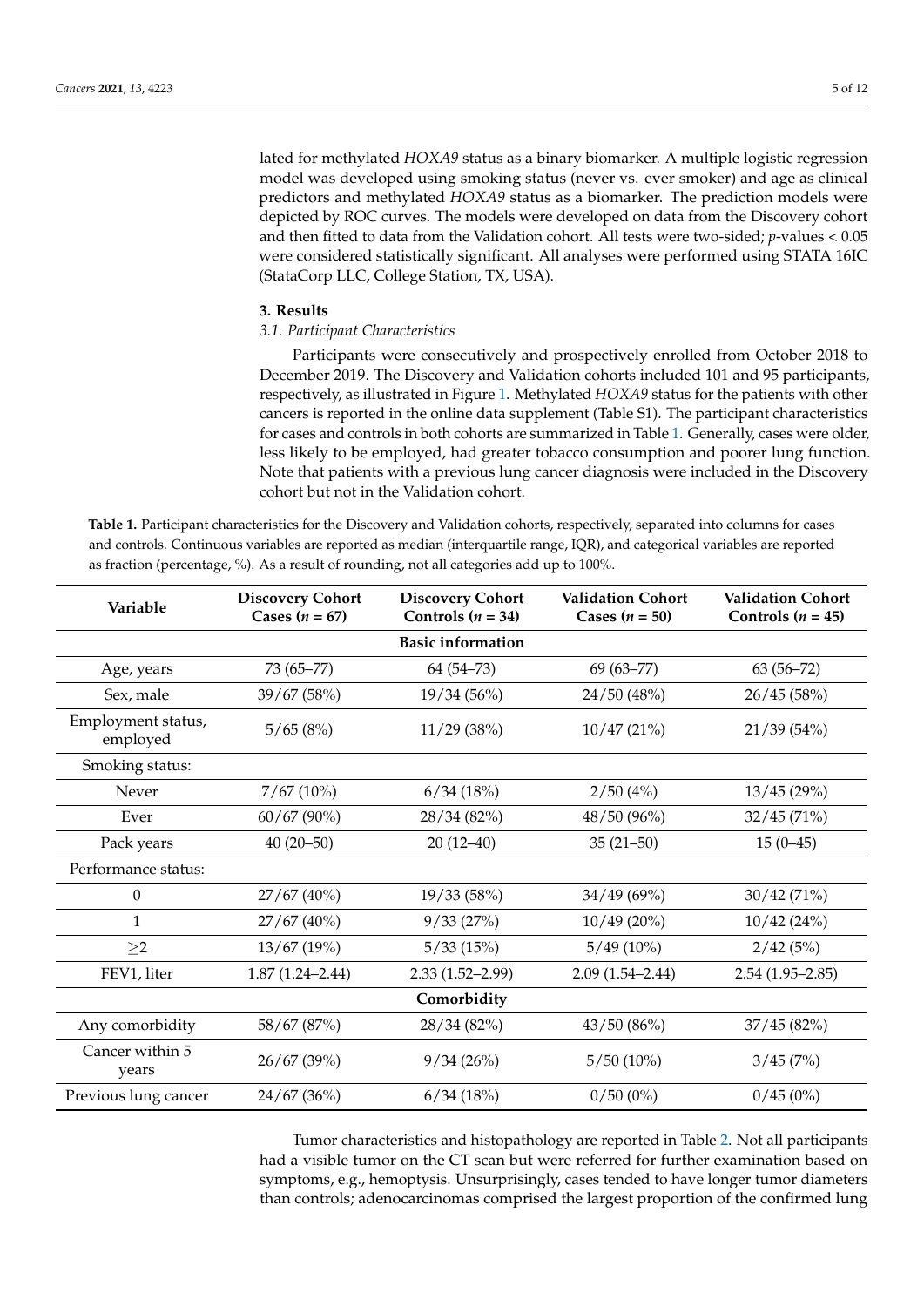lated for methylated *HOXA9* status as a binary biomarker. A multiple logistic regression model was developed using smoking status (never vs. ever smoker) and age as clinical predictors and methylated *HOXA9* status as a biomarker. The prediction models were depicted by ROC curves. The models were developed on data from the Discovery cohort and then fitted to data from the Validation cohort. All tests were two-sided; $p$-values < 0.05 were considered statistically significant. All analyses were performed using STATA 16IC (StataCorp LLC, College Station, TX, USA).

## 3. Results

### 3.1. Participant Characteristics

Participants were consecutively and prospectively enrolled from October 2018 to December 2019. The Discovery and Validation cohorts included 101 and 95 participants, respectively, as illustrated in Figure 1. Methylated *HOXA9* status for the patients with other cancers is reported in the online data supplement (Table S1). The participant characteristics for cases and controls in both cohorts are summarized in Table 1. Generally, cases were older, less likely to be employed, had greater tobacco consumption and poorer lung function. Note that patients with a previous lung cancer diagnosis were included in the Discovery cohort but not in the Validation cohort.

**Table 1.** Participant characteristics for the Discovery and Validation cohorts, respectively, separated into columns for cases and controls. Continuous variables are reported as median (interquartile range, IQR), and categorical variables are reported as fraction (percentage, %). As a result of rounding, not all categories add up to 100%.

| Variable | Discovery Cohort Cases ($n$ = 67) | Discovery Cohort Controls ($n$ = 34) | Validation Cohort Cases ($n$ = 50) | Validation Cohort Controls ($n$ = 45) |
|---|---|---|---|---|
| **Basic information** | | | | |
| Age, years | 73 (65–77) | 64 (54–73) | 69 (63–77) | 63 (56–72) |
| Sex, male | 39/67 (58%) | 19/34 (56%) | 24/50 (48%) | 26/45 (58%) |
| Employment status, employed | 5/65 (8%) | 11/29 (38%) | 10/47 (21%) | 21/39 (54%) |
| Smoking status: | | | | |
| Never | 7/67 (10%) | 6/34 (18%) | 2/50 (4%) | 13/45 (29%) |
| Ever | 60/67 (90%) | 28/34 (82%) | 48/50 (96%) | 32/45 (71%) |
| Pack years | 40 (20–50) | 20 (12–40) | 35 (21–50) | 15 (0–45) |
| Performance status: | | | | |
| 0 | 27/67 (40%) | 19/33 (58%) | 34/49 (69%) | 30/42 (71%) |
| 1 | 27/67 (40%) | 9/33 (27%) | 10/49 (20%) | 10/42 (24%) |
| ≥2 | 13/67 (19%) | 5/33 (15%) | 5/49 (10%) | 2/42 (5%) |
| FEV1, liter | 1.87 (1.24–2.44) | 2.33 (1.52–2.99) | 2.09 (1.54–2.44) | 2.54 (1.95–2.85) |
| **Comorbidity** | | | | |
| Any comorbidity | 58/67 (87%) | 28/34 (82%) | 43/50 (86%) | 37/45 (82%) |
| Cancer within 5 years | 26/67 (39%) | 9/34 (26%) | 5/50 (10%) | 3/45 (7%) |
| Previous lung cancer | 24/67 (36%) | 6/34 (18%) | 0/50 (0%) | 0/45 (0%) |

Tumor characteristics and histopathology are reported in Table 2. Not all participants had a visible tumor on the CT scan but were referred for further examination based on symptoms, e.g., hemoptysis. Unsurprisingly, cases tended to have longer tumor diameters than controls; adenocarcinomas comprised the largest proportion of the confirmed lung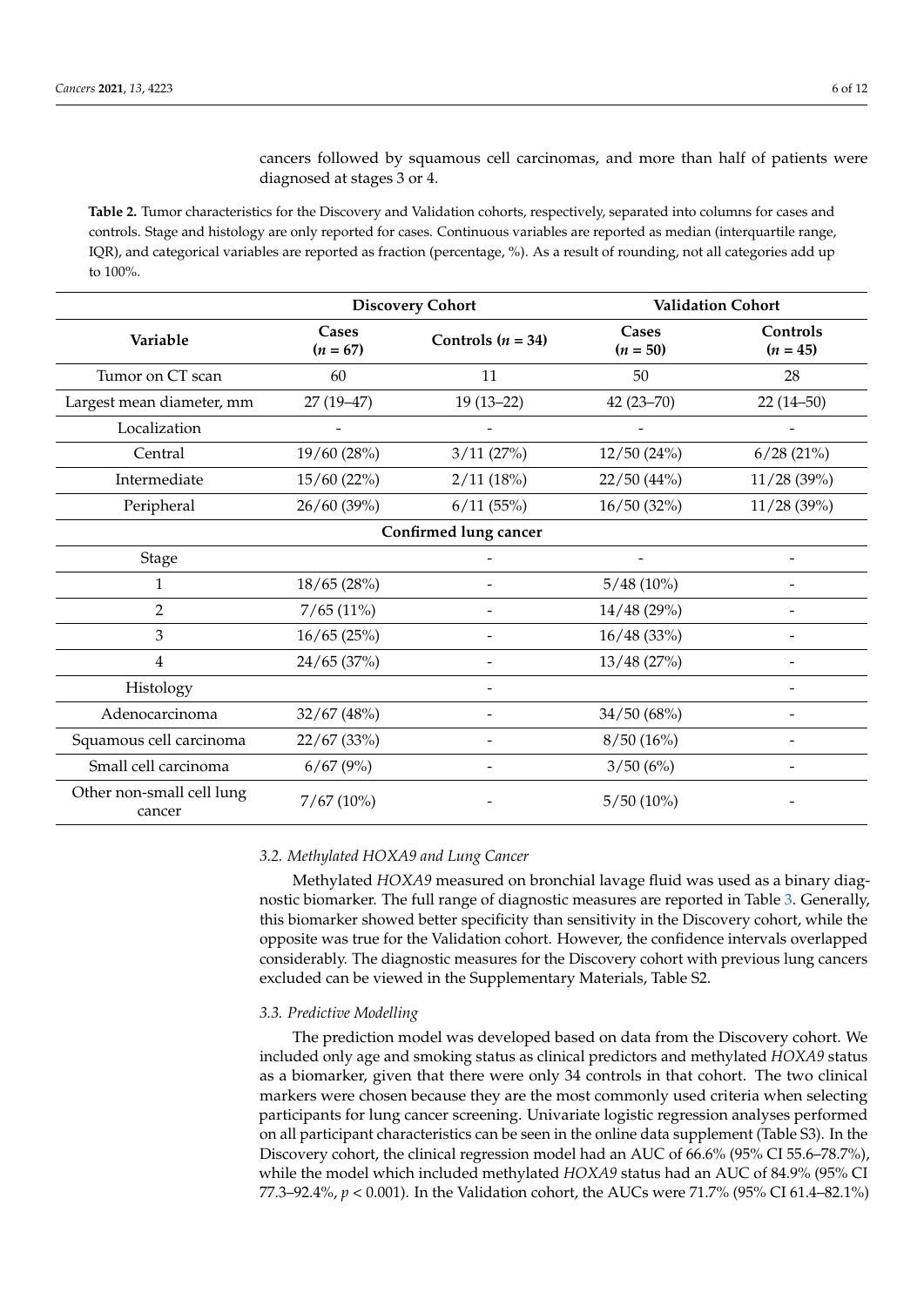cancers followed by squamous cell carcinomas, and more than half of patients were diagnosed at stages 3 or 4.

**Table 2.** Tumor characteristics for the Discovery and Validation cohorts, respectively, separated into columns for cases and controls. Stage and histology are only reported for cases. Continuous variables are reported as median (interquartile range, IQR), and categorical variables are reported as fraction (percentage, %). As a result of rounding, not all categories add up to 100%.

| | Discovery Cohort | | Validation Cohort | |
|---|---|---|---|---|
| **Variable** | **Cases ($n$ = 67)** | **Controls ($n$ = 34)** | **Cases ($n$ = 50)** | **Controls ($n$ = 45)** |
| Tumor on CT scan | 60 | 11 | 50 | 28 |
| Largest mean diameter, mm | 27 (19–47) | 19 (13–22) | 42 (23–70) | 22 (14–50) |
| Localization | - | - | - | - |
| Central | 19/60 (28%) | 3/11 (27%) | 12/50 (24%) | 6/28 (21%) |
| Intermediate | 15/60 (22%) | 2/11 (18%) | 22/50 (44%) | 11/28 (39%) |
| Peripheral | 26/60 (39%) | 6/11 (55%) | 16/50 (32%) | 11/28 (39%) |
| **Confirmed lung cancer** | | | | |
| Stage | | - | - | - |
| 1 | 18/65 (28%) | - | 5/48 (10%) | - |
| 2 | 7/65 (11%) | - | 14/48 (29%) | - |
| 3 | 16/65 (25%) | - | 16/48 (33%) | - |
| 4 | 24/65 (37%) | - | 13/48 (27%) | - |
| Histology | | - | | - |
| Adenocarcinoma | 32/67 (48%) | - | 34/50 (68%) | - |
| Squamous cell carcinoma | 22/67 (33%) | - | 8/50 (16%) | - |
| Small cell carcinoma | 6/67 (9%) | - | 3/50 (6%) | - |
| Other non-small cell lung cancer | 7/67 (10%) | - | 5/50 (10%) | - |

### 3.2. Methylated HOXA9 and Lung Cancer

Methylated *HOXA9* measured on bronchial lavage fluid was used as a binary diagnostic biomarker. The full range of diagnostic measures are reported in Table 3. Generally, this biomarker showed better specificity than sensitivity in the Discovery cohort, while the opposite was true for the Validation cohort. However, the confidence intervals overlapped considerably. The diagnostic measures for the Discovery cohort with previous lung cancers excluded can be viewed in the Supplementary Materials, Table S2.

### 3.3. Predictive Modelling

The prediction model was developed based on data from the Discovery cohort. We included only age and smoking status as clinical predictors and methylated *HOXA9* status as a biomarker, given that there were only 34 controls in that cohort. The two clinical markers were chosen because they are the most commonly used criteria when selecting participants for lung cancer screening. Univariate logistic regression analyses performed on all participant characteristics can be seen in the online data supplement (Table S3). In the Discovery cohort, the clinical regression model had an AUC of 66.6% (95% CI 55.6–78.7%), while the model which included methylated *HOXA9* status had an AUC of 84.9% (95% CI 77.3–92.4%, $p < 0.001$). In the Validation cohort, the AUCs were 71.7% (95% CI 61.4–82.1%)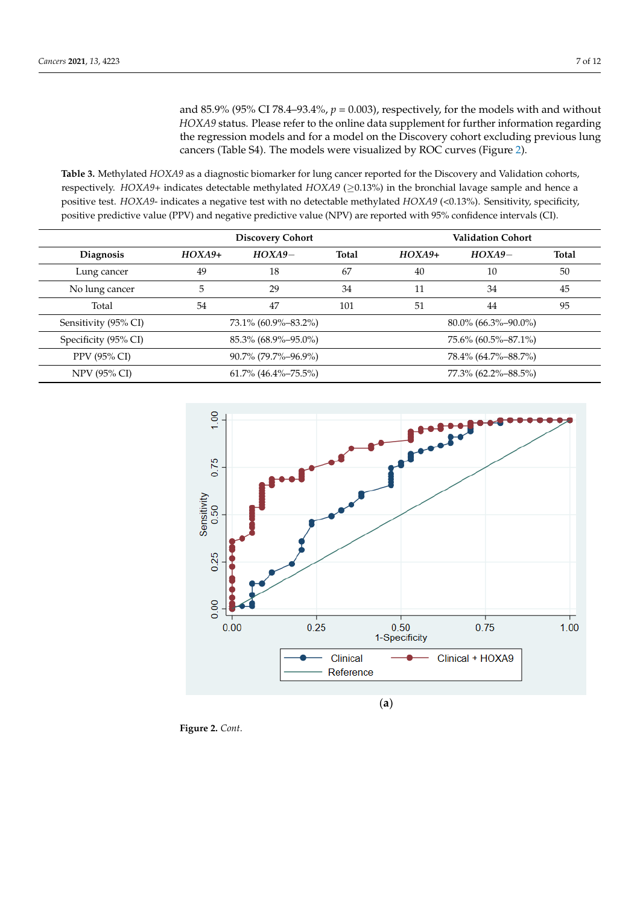and 85.9% (95% CI 78.4–93.4%, $p = 0.003$), respectively, for the models with and without *HOXA9* status. Please refer to the online data supplement for further information regarding the regression models and for a model on the Discovery cohort excluding previous lung cancers (Table S4). The models were visualized by ROC curves (Figure 2).

**Table 3.** Methylated *HOXA9* as a diagnostic biomarker for lung cancer reported for the Discovery and Validation cohorts, respectively. *HOXA9+* indicates detectable methylated *HOXA9* (≥0.13%) in the bronchial lavage sample and hence a positive test. *HOXA9-* indicates a negative test with no detectable methylated *HOXA9* (<0.13%). Sensitivity, specificity, positive predictive value (PPV) and negative predictive value (NPV) are reported with 95% confidence intervals (CI).

| | Discovery Cohort | | | Validation Cohort | | |
|---|---|---|---|---|---|---|
| **Diagnosis** | ***HOXA9+*** | ***HOXA9−*** | **Total** | ***HOXA9+*** | ***HOXA9−*** | **Total** |
| Lung cancer | 49 | 18 | 67 | 40 | 10 | 50 |
| No lung cancer | 5 | 29 | 34 | 11 | 34 | 45 |
| Total | 54 | 47 | 101 | 51 | 44 | 95 |
| Sensitivity (95% CI) | 73.1% (60.9%–83.2%) | | | 80.0% (66.3%–90.0%) | | |
| Specificity (95% CI) | 85.3% (68.9%–95.0%) | | | 75.6% (60.5%–87.1%) | | |
| PPV (95% CI) | 90.7% (79.7%–96.9%) | | | 78.4% (64.7%–88.7%) | | |
| NPV (95% CI) | 61.7% (46.4%–75.5%) | | | 77.3% (62.2%–88.5%) | | |

(**a**)

**Figure 2.** *Cont.*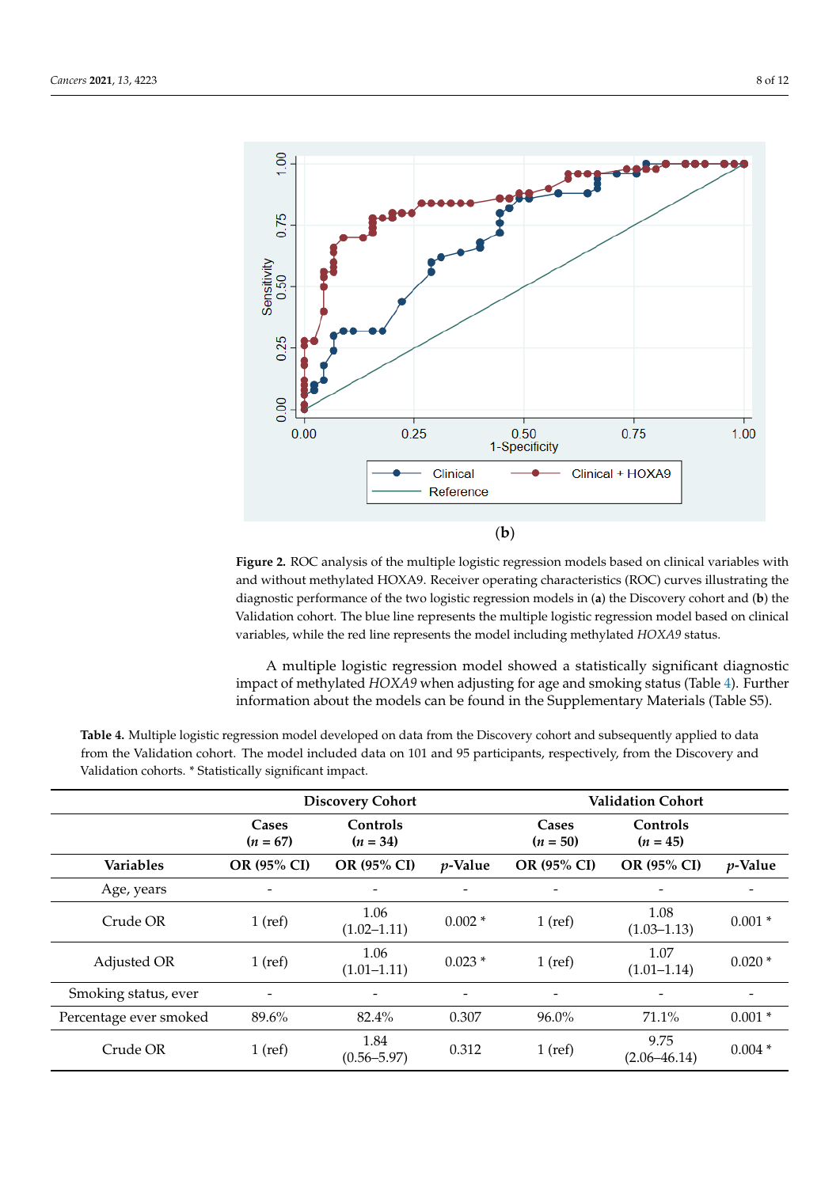(b)

**Figure 2.** ROC analysis of the multiple logistic regression models based on clinical variables with and without methylated HOXA9. Receiver operating characteristics (ROC) curves illustrating the diagnostic performance of the two logistic regression models in (**a**) the Discovery cohort and (**b**) the Validation cohort. The blue line represents the multiple logistic regression model based on clinical variables, while the red line represents the model including methylated *HOXA9* status.

A multiple logistic regression model showed a statistically significant diagnostic impact of methylated *HOXA9* when adjusting for age and smoking status (Table 4). Further information about the models can be found in the Supplementary Materials (Table S5).

**Table 4.** Multiple logistic regression model developed on data from the Discovery cohort and subsequently applied to data from the Validation cohort. The model included data on 101 and 95 participants, respectively, from the Discovery and Validation cohorts. * Statistically significant impact.

| | Discovery Cohort | | | Validation Cohort | | |
|---|---|---|---|---|---|---|
| | Cases (*n* = 67) | Controls (*n* = 34) | | Cases (*n* = 50) | Controls (*n* = 45) | |
| **Variables** | **OR (95% CI)** | **OR (95% CI)** | ***p*-Value** | **OR (95% CI)** | **OR (95% CI)** | ***p*-Value** |
| Age, years | - | - | - | - | - | - |
| Crude OR | 1 (ref) | 1.06 (1.02–1.11) | 0.002 * | 1 (ref) | 1.08 (1.03–1.13) | 0.001 * |
| Adjusted OR | 1 (ref) | 1.06 (1.01–1.11) | 0.023 * | 1 (ref) | 1.07 (1.01–1.14) | 0.020 * |
| Smoking status, ever | - | - | - | - | - | - |
| Percentage ever smoked | 89.6% | 82.4% | 0.307 | 96.0% | 71.1% | 0.001 * |
| Crude OR | 1 (ref) | 1.84 (0.56–5.97) | 0.312 | 1 (ref) | 9.75 (2.06–46.14) | 0.004 * |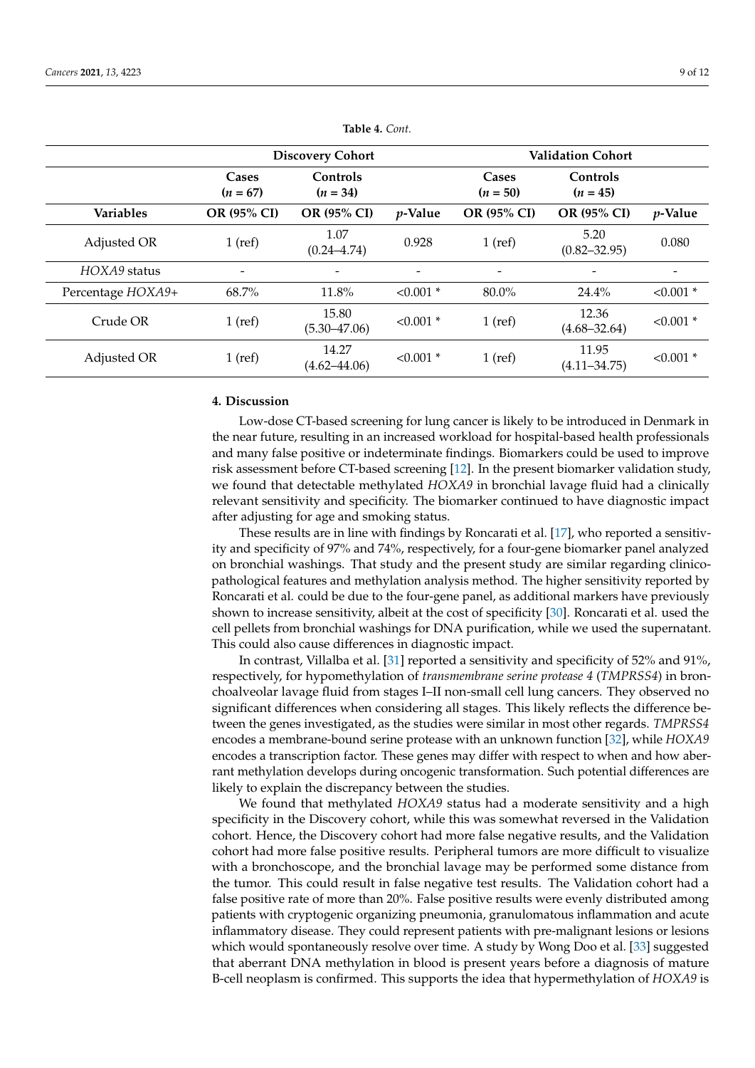**Table 4.** *Cont.*

| | Discovery Cohort | | | Validation Cohort | | |
|---|---|---|---|---|---|---|
| | **Cases (*n* = 67)** | **Controls (*n* = 34)** | | **Cases (*n* = 50)** | **Controls (*n* = 45)** | |
| **Variables** | **OR (95% CI)** | **OR (95% CI)** | ***p*-Value** | **OR (95% CI)** | **OR (95% CI)** | ***p*-Value** |
| Adjusted OR | 1 (ref) | 1.07 (0.24–4.74) | 0.928 | 1 (ref) | 5.20 (0.82–32.95) | 0.080 |
| *HOXA9* status | - | - | - | - | - | - |
| Percentage *HOXA9*+ | 68.7% | 11.8% | <0.001 * | 80.0% | 24.4% | <0.001 * |
| Crude OR | 1 (ref) | 15.80 (5.30–47.06) | <0.001 * | 1 (ref) | 12.36 (4.68–32.64) | <0.001 * |
| Adjusted OR | 1 (ref) | 14.27 (4.62–44.06) | <0.001 * | 1 (ref) | 11.95 (4.11–34.75) | <0.001 * |

## 4. Discussion

Low-dose CT-based screening for lung cancer is likely to be introduced in Denmark in the near future, resulting in an increased workload for hospital-based health professionals and many false positive or indeterminate findings. Biomarkers could be used to improve risk assessment before CT-based screening [12]. In the present biomarker validation study, we found that detectable methylated *HOXA9* in bronchial lavage fluid had a clinically relevant sensitivity and specificity. The biomarker continued to have diagnostic impact after adjusting for age and smoking status.

These results are in line with findings by Roncarati et al. [17], who reported a sensitivity and specificity of 97% and 74%, respectively, for a four-gene biomarker panel analyzed on bronchial washings. That study and the present study are similar regarding clinicopathological features and methylation analysis method. The higher sensitivity reported by Roncarati et al. could be due to the four-gene panel, as additional markers have previously shown to increase sensitivity, albeit at the cost of specificity [30]. Roncarati et al. used the cell pellets from bronchial washings for DNA purification, while we used the supernatant. This could also cause differences in diagnostic impact.

In contrast, Villalba et al. [31] reported a sensitivity and specificity of 52% and 91%, respectively, for hypomethylation of *transmembrane serine protease 4* (*TMPRSS4*) in bronchoalveolar lavage fluid from stages I–II non-small cell lung cancers. They observed no significant differences when considering all stages. This likely reflects the difference between the genes investigated, as the studies were similar in most other regards. *TMPRSS4* encodes a membrane-bound serine protease with an unknown function [32], while *HOXA9* encodes a transcription factor. These genes may differ with respect to when and how aberrant methylation develops during oncogenic transformation. Such potential differences are likely to explain the discrepancy between the studies.

We found that methylated *HOXA9* status had a moderate sensitivity and a high specificity in the Discovery cohort, while this was somewhat reversed in the Validation cohort. Hence, the Discovery cohort had more false negative results, and the Validation cohort had more false positive results. Peripheral tumors are more difficult to visualize with a bronchoscope, and the bronchial lavage may be performed some distance from the tumor. This could result in false negative test results. The Validation cohort had a false positive rate of more than 20%. False positive results were evenly distributed among patients with cryptogenic organizing pneumonia, granulomatous inflammation and acute inflammatory disease. They could represent patients with pre-malignant lesions or lesions which would spontaneously resolve over time. A study by Wong Doo et al. [33] suggested that aberrant DNA methylation in blood is present years before a diagnosis of mature B-cell neoplasm is confirmed. This supports the idea that hypermethylation of *HOXA9* is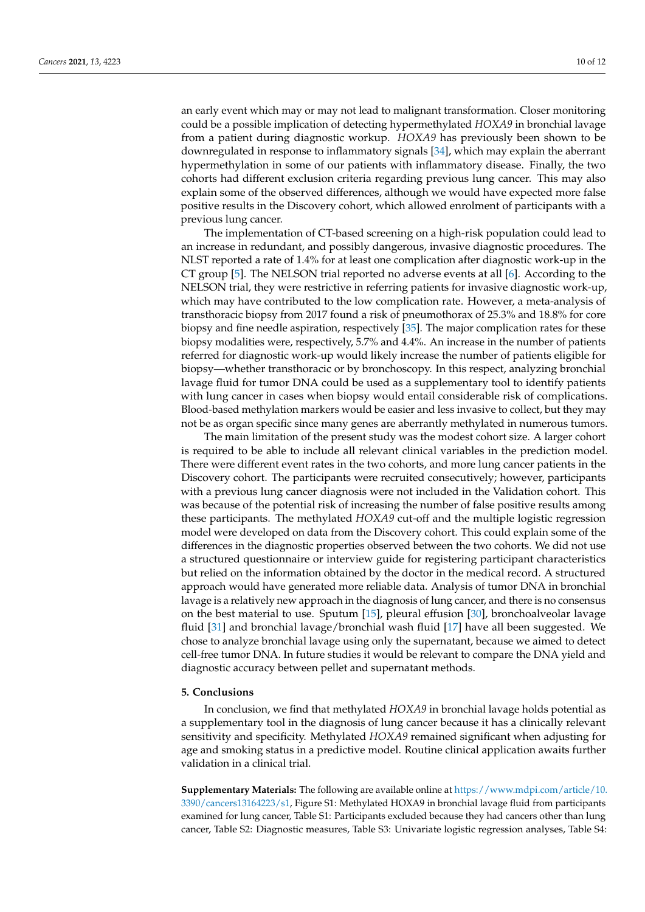an early event which may or may not lead to malignant transformation. Closer monitoring could be a possible implication of detecting hypermethylated *HOXA9* in bronchial lavage from a patient during diagnostic workup. *HOXA9* has previously been shown to be downregulated in response to inflammatory signals [34], which may explain the aberrant hypermethylation in some of our patients with inflammatory disease. Finally, the two cohorts had different exclusion criteria regarding previous lung cancer. This may also explain some of the observed differences, although we would have expected more false positive results in the Discovery cohort, which allowed enrolment of participants with a previous lung cancer.

The implementation of CT-based screening on a high-risk population could lead to an increase in redundant, and possibly dangerous, invasive diagnostic procedures. The NLST reported a rate of 1.4% for at least one complication after diagnostic work-up in the CT group [5]. The NELSON trial reported no adverse events at all [6]. According to the NELSON trial, they were restrictive in referring patients for invasive diagnostic work-up, which may have contributed to the low complication rate. However, a meta-analysis of transthoracic biopsy from 2017 found a risk of pneumothorax of 25.3% and 18.8% for core biopsy and fine needle aspiration, respectively [35]. The major complication rates for these biopsy modalities were, respectively, 5.7% and 4.4%. An increase in the number of patients referred for diagnostic work-up would likely increase the number of patients eligible for biopsy—whether transthoracic or by bronchoscopy. In this respect, analyzing bronchial lavage fluid for tumor DNA could be used as a supplementary tool to identify patients with lung cancer in cases when biopsy would entail considerable risk of complications. Blood-based methylation markers would be easier and less invasive to collect, but they may not be as organ specific since many genes are aberrantly methylated in numerous tumors.

The main limitation of the present study was the modest cohort size. A larger cohort is required to be able to include all relevant clinical variables in the prediction model. There were different event rates in the two cohorts, and more lung cancer patients in the Discovery cohort. The participants were recruited consecutively; however, participants with a previous lung cancer diagnosis were not included in the Validation cohort. This was because of the potential risk of increasing the number of false positive results among these participants. The methylated *HOXA9* cut-off and the multiple logistic regression model were developed on data from the Discovery cohort. This could explain some of the differences in the diagnostic properties observed between the two cohorts. We did not use a structured questionnaire or interview guide for registering participant characteristics but relied on the information obtained by the doctor in the medical record. A structured approach would have generated more reliable data. Analysis of tumor DNA in bronchial lavage is a relatively new approach in the diagnosis of lung cancer, and there is no consensus on the best material to use. Sputum [15], pleural effusion [30], bronchoalveolar lavage fluid [31] and bronchial lavage/bronchial wash fluid [17] have all been suggested. We chose to analyze bronchial lavage using only the supernatant, because we aimed to detect cell-free tumor DNA. In future studies it would be relevant to compare the DNA yield and diagnostic accuracy between pellet and supernatant methods.

## 5. Conclusions

In conclusion, we find that methylated *HOXA9* in bronchial lavage holds potential as a supplementary tool in the diagnosis of lung cancer because it has a clinically relevant sensitivity and specificity. Methylated *HOXA9* remained significant when adjusting for age and smoking status in a predictive model. Routine clinical application awaits further validation in a clinical trial.

**Supplementary Materials:** The following are available online at https://www.mdpi.com/article/10.3390/cancers13164223/s1, Figure S1: Methylated HOXA9 in bronchial lavage fluid from participants examined for lung cancer, Table S1: Participants excluded because they had cancers other than lung cancer, Table S2: Diagnostic measures, Table S3: Univariate logistic regression analyses, Table S4: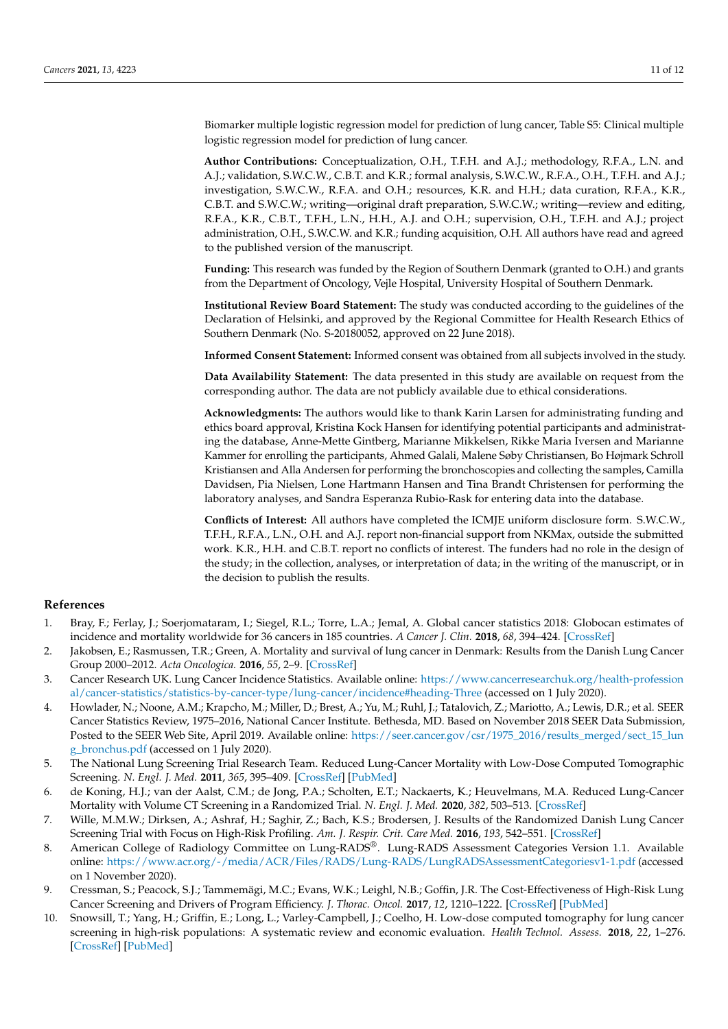Biomarker multiple logistic regression model for prediction of lung cancer, Table S5: Clinical multiple logistic regression model for prediction of lung cancer.

**Author Contributions:** Conceptualization, O.H., T.F.H. and A.J.; methodology, R.F.A., L.N. and A.J.; validation, S.W.C.W., C.B.T. and K.R.; formal analysis, S.W.C.W., R.F.A., O.H., T.F.H. and A.J.; investigation, S.W.C.W., R.F.A. and O.H.; resources, K.R. and H.H.; data curation, R.F.A., K.R., C.B.T. and S.W.C.W.; writing—original draft preparation, S.W.C.W.; writing—review and editing, R.F.A., K.R., C.B.T., T.F.H., L.N., H.H., A.J. and O.H.; supervision, O.H., T.F.H. and A.J.; project administration, O.H., S.W.C.W. and K.R.; funding acquisition, O.H. All authors have read and agreed to the published version of the manuscript.

**Funding:** This research was funded by the Region of Southern Denmark (granted to O.H.) and grants from the Department of Oncology, Vejle Hospital, University Hospital of Southern Denmark.

**Institutional Review Board Statement:** The study was conducted according to the guidelines of the Declaration of Helsinki, and approved by the Regional Committee for Health Research Ethics of Southern Denmark (No. S-20180052, approved on 22 June 2018).

**Informed Consent Statement:** Informed consent was obtained from all subjects involved in the study.

**Data Availability Statement:** The data presented in this study are available on request from the corresponding author. The data are not publicly available due to ethical considerations.

**Acknowledgments:** The authors would like to thank Karin Larsen for administrating funding and ethics board approval, Kristina Kock Hansen for identifying potential participants and administrating the database, Anne-Mette Gintberg, Marianne Mikkelsen, Rikke Maria Iversen and Marianne Kammer for enrolling the participants, Ahmed Galali, Malene Søby Christiansen, Bo Højmark Schroll Kristiansen and Alla Andersen for performing the bronchoscopies and collecting the samples, Camilla Davidsen, Pia Nielsen, Lone Hartmann Hansen and Tina Brandt Christensen for performing the laboratory analyses, and Sandra Esperanza Rubio-Rask for entering data into the database.

**Conflicts of Interest:** All authors have completed the ICMJE uniform disclosure form. S.W.C.W., T.F.H., R.F.A., L.N., O.H. and A.J. report non-financial support from NKMax, outside the submitted work. K.R., H.H. and C.B.T. report no conflicts of interest. The funders had no role in the design of the study; in the collection, analyses, or interpretation of data; in the writing of the manuscript, or in the decision to publish the results.

## References

1. Bray, F.; Ferlay, J.; Soerjomataram, I.; Siegel, R.L.; Torre, L.A.; Jemal, A. Global cancer statistics 2018: Globocan estimates of incidence and mortality worldwide for 36 cancers in 185 countries. *A Cancer J. Clin.* **2018**, *68*, 394–424. [CrossRef]
2. Jakobsen, E.; Rasmussen, T.R.; Green, A. Mortality and survival of lung cancer in Denmark: Results from the Danish Lung Cancer Group 2000–2012. *Acta Oncologica.* **2016**, *55*, 2–9. [CrossRef]
3. Cancer Research UK. Lung Cancer Incidence Statistics. Available online: https://www.cancerresearchuk.org/health-professional/cancer-statistics/statistics-by-cancer-type/lung-cancer/incidence#heading-Three (accessed on 1 July 2020).
4. Howlader, N.; Noone, A.M.; Krapcho, M.; Miller, D.; Brest, A.; Yu, M.; Ruhl, J.; Tatalovich, Z.; Mariotto, A.; Lewis, D.R.; et al. SEER Cancer Statistics Review, 1975–2016, National Cancer Institute. Bethesda, MD. Based on November 2018 SEER Data Submission, Posted to the SEER Web Site, April 2019. Available online: https://seer.cancer.gov/csr/1975_2016/results_merged/sect_15_lung_bronchus.pdf (accessed on 1 July 2020).
5. The National Lung Screening Trial Research Team. Reduced Lung-Cancer Mortality with Low-Dose Computed Tomographic Screening. *N. Engl. J. Med.* **2011**, *365*, 395–409. [CrossRef] [PubMed]
6. de Koning, H.J.; van der Aalst, C.M.; de Jong, P.A.; Scholten, E.T.; Nackaerts, K.; Heuvelmans, M.A. Reduced Lung-Cancer Mortality with Volume CT Screening in a Randomized Trial. *N. Engl. J. Med.* **2020**, *382*, 503–513. [CrossRef]
7. Wille, M.M.W.; Dirksen, A.; Ashraf, H.; Saghir, Z.; Bach, K.S.; Brodersen, J. Results of the Randomized Danish Lung Cancer Screening Trial with Focus on High-Risk Profiling. *Am. J. Respir. Crit. Care Med.* **2016**, *193*, 542–551. [CrossRef]
8. American College of Radiology Committee on Lung-RADS®. Lung-RADS Assessment Categories Version 1.1. Available online: https://www.acr.org/-/media/ACR/Files/RADS/Lung-RADS/LungRADSAssessmentCategoriesv1-1.pdf (accessed on 1 November 2020).
9. Cressman, S.; Peacock, S.J.; Tammemägi, M.C.; Evans, W.K.; Leighl, N.B.; Goffin, J.R. The Cost-Effectiveness of High-Risk Lung Cancer Screening and Drivers of Program Efficiency. *J. Thorac. Oncol.* **2017**, *12*, 1210–1222. [CrossRef] [PubMed]
10. Snowsill, T.; Yang, H.; Griffin, E.; Long, L.; Varley-Campbell, J.; Coelho, H. Low-dose computed tomography for lung cancer screening in high-risk populations: A systematic review and economic evaluation. *Health Technol. Assess.* **2018**, *22*, 1–276. [CrossRef] [PubMed]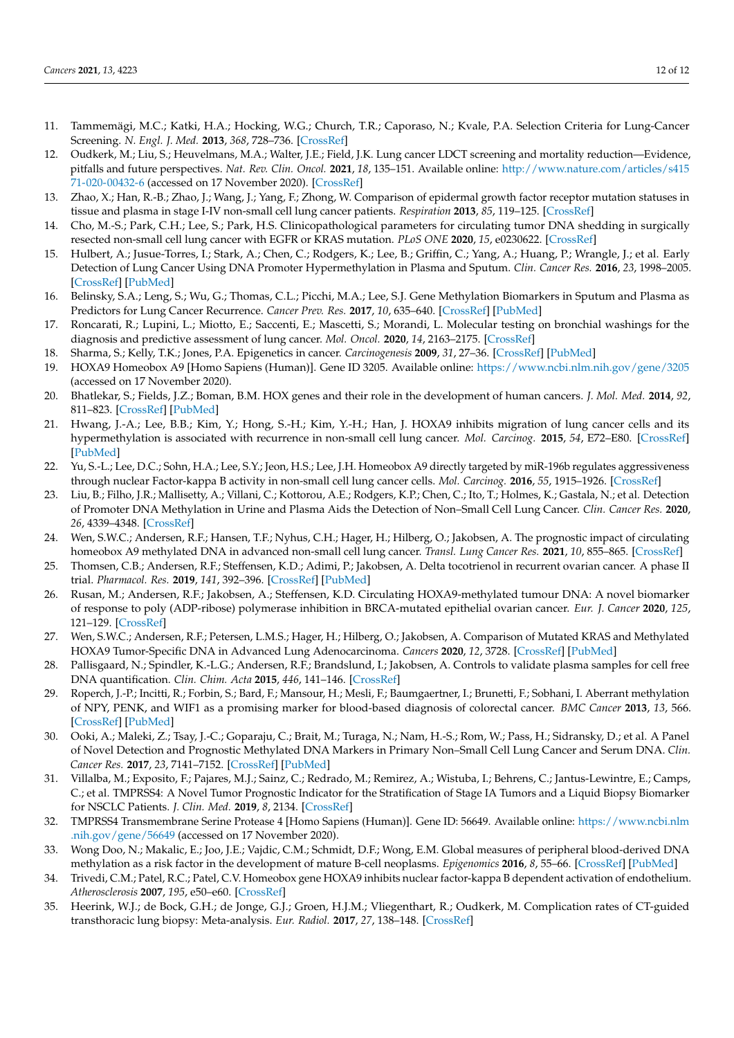11. Tammemägi, M.C.; Katki, H.A.; Hocking, W.G.; Church, T.R.; Caporaso, N.; Kvale, P.A. Selection Criteria for Lung-Cancer Screening. *N. Engl. J. Med.* **2013**, *368*, 728–736. [CrossRef]
12. Oudkerk, M.; Liu, S.; Heuvelmans, M.A.; Walter, J.E.; Field, J.K. Lung cancer LDCT screening and mortality reduction—Evidence, pitfalls and future perspectives. *Nat. Rev. Clin. Oncol.* **2021**, *18*, 135–151. Available online: http://www.nature.com/articles/s41571-020-00432-6 (accessed on 17 November 2020). [CrossRef]
13. Zhao, X.; Han, R.-B.; Zhao, J.; Wang, J.; Yang, F.; Zhong, W. Comparison of epidermal growth factor receptor mutation statuses in tissue and plasma in stage I-IV non-small cell lung cancer patients. *Respiration* **2013**, *85*, 119–125. [CrossRef]
14. Cho, M.-S.; Park, C.H.; Lee, S.; Park, H.S. Clinicopathological parameters for circulating tumor DNA shedding in surgically resected non-small cell lung cancer with EGFR or KRAS mutation. *PLoS ONE* **2020**, *15*, e0230622. [CrossRef]
15. Hulbert, A.; Jusue-Torres, I.; Stark, A.; Chen, C.; Rodgers, K.; Lee, B.; Griffin, C.; Yang, A.; Huang, P.; Wrangle, J.; et al. Early Detection of Lung Cancer Using DNA Promoter Hypermethylation in Plasma and Sputum. *Clin. Cancer Res.* **2016**, *23*, 1998–2005. [CrossRef] [PubMed]
16. Belinsky, S.A.; Leng, S.; Wu, G.; Thomas, C.L.; Picchi, M.A.; Lee, S.J. Gene Methylation Biomarkers in Sputum and Plasma as Predictors for Lung Cancer Recurrence. *Cancer Prev. Res.* **2017**, *10*, 635–640. [CrossRef] [PubMed]
17. Roncarati, R.; Lupini, L.; Miotto, E.; Saccenti, E.; Mascetti, S.; Morandi, L. Molecular testing on bronchial washings for the diagnosis and predictive assessment of lung cancer. *Mol. Oncol.* **2020**, *14*, 2163–2175. [CrossRef]
18. Sharma, S.; Kelly, T.K.; Jones, P.A. Epigenetics in cancer. *Carcinogenesis* **2009**, *31*, 27–36. [CrossRef] [PubMed]
19. HOXA9 Homeobox A9 [Homo Sapiens (Human)]. Gene ID 3205. Available online: https://www.ncbi.nlm.nih.gov/gene/3205 (accessed on 17 November 2020).
20. Bhatlekar, S.; Fields, J.Z.; Boman, B.M. HOX genes and their role in the development of human cancers. *J. Mol. Med.* **2014**, *92*, 811–823. [CrossRef] [PubMed]
21. Hwang, J.-A.; Lee, B.B.; Kim, Y.; Hong, S.-H.; Kim, Y.-H.; Han, J. HOXA9 inhibits migration of lung cancer cells and its hypermethylation is associated with recurrence in non-small cell lung cancer. *Mol. Carcinog.* **2015**, *54*, E72–E80. [CrossRef] [PubMed]
22. Yu, S.-L.; Lee, D.C.; Sohn, H.A.; Lee, S.Y.; Jeon, H.S.; Lee, J.H. Homeobox A9 directly targeted by miR-196b regulates aggressiveness through nuclear Factor-kappa B activity in non-small cell lung cancer cells. *Mol. Carcinog.* **2016**, *55*, 1915–1926. [CrossRef]
23. Liu, B.; Filho, J.R.; Mallisetty, A.; Villani, C.; Kottorou, A.E.; Rodgers, K.P.; Chen, C.; Ito, T.; Holmes, K.; Gastala, N.; et al. Detection of Promoter DNA Methylation in Urine and Plasma Aids the Detection of Non–Small Cell Lung Cancer. *Clin. Cancer Res.* **2020**, *26*, 4339–4348. [CrossRef]
24. Wen, S.W.C.; Andersen, R.F.; Hansen, T.F.; Nyhus, C.H.; Hager, H.; Hilberg, O.; Jakobsen, A. The prognostic impact of circulating homeobox A9 methylated DNA in advanced non-small cell lung cancer. *Transl. Lung Cancer Res.* **2021**, *10*, 855–865. [CrossRef]
25. Thomsen, C.B.; Andersen, R.F.; Steffensen, K.D.; Adimi, P.; Jakobsen, A. Delta tocotrienol in recurrent ovarian cancer. A phase II trial. *Pharmacol. Res.* **2019**, *141*, 392–396. [CrossRef] [PubMed]
26. Rusan, M.; Andersen, R.F.; Jakobsen, A.; Steffensen, K.D. Circulating HOXA9-methylated tumour DNA: A novel biomarker of response to poly (ADP-ribose) polymerase inhibition in BRCA-mutated epithelial ovarian cancer. *Eur. J. Cancer* **2020**, *125*, 121–129. [CrossRef]
27. Wen, S.W.C.; Andersen, R.F.; Petersen, L.M.S.; Hager, H.; Hilberg, O.; Jakobsen, A. Comparison of Mutated KRAS and Methylated HOXA9 Tumor-Specific DNA in Advanced Lung Adenocarcinoma. *Cancers* **2020**, *12*, 3728. [CrossRef] [PubMed]
28. Pallisgaard, N.; Spindler, K.-L.G.; Andersen, R.F.; Brandslund, I.; Jakobsen, A. Controls to validate plasma samples for cell free DNA quantification. *Clin. Chim. Acta* **2015**, *446*, 141–146. [CrossRef]
29. Roperch, J.-P.; Incitti, R.; Forbin, S.; Bard, F.; Mansour, H.; Mesli, F.; Baumgaertner, I.; Brunetti, F.; Sobhani, I. Aberrant methylation of NPY, PENK, and WIF1 as a promising marker for blood-based diagnosis of colorectal cancer. *BMC Cancer* **2013**, *13*, 566. [CrossRef] [PubMed]
30. Ooki, A.; Maleki, Z.; Tsay, J.-C.; Goparaju, C.; Brait, M.; Turaga, N.; Nam, H.-S.; Rom, W.; Pass, H.; Sidransky, D.; et al. A Panel of Novel Detection and Prognostic Methylated DNA Markers in Primary Non–Small Cell Lung Cancer and Serum DNA. *Clin. Cancer Res.* **2017**, *23*, 7141–7152. [CrossRef] [PubMed]
31. Villalba, M.; Exposito, F.; Pajares, M.J.; Sainz, C.; Redrado, M.; Remirez, A.; Wistuba, I.; Behrens, C.; Jantus-Lewintre, E.; Camps, C.; et al. TMPRSS4: A Novel Tumor Prognostic Indicator for the Stratification of Stage IA Tumors and a Liquid Biopsy Biomarker for NSCLC Patients. *J. Clin. Med.* **2019**, *8*, 2134. [CrossRef]
32. TMPRSS4 Transmembrane Serine Protease 4 [Homo Sapiens (Human)]. Gene ID: 56649. Available online: https://www.ncbi.nlm.nih.gov/gene/56649 (accessed on 17 November 2020).
33. Wong Doo, N.; Makalic, E.; Joo, J.E.; Vajdic, C.M.; Schmidt, D.F.; Wong, E.M. Global measures of peripheral blood-derived DNA methylation as a risk factor in the development of mature B-cell neoplasms. *Epigenomics* **2016**, *8*, 55–66. [CrossRef] [PubMed]
34. Trivedi, C.M.; Patel, R.C.; Patel, C.V. Homeobox gene HOXA9 inhibits nuclear factor-kappa B dependent activation of endothelium. *Atherosclerosis* **2007**, *195*, e50–e60. [CrossRef]
35. Heerink, W.J.; de Bock, G.H.; de Jonge, G.J.; Groen, H.J.M.; Vliegenthart, R.; Oudkerk, M. Complication rates of CT-guided transthoracic lung biopsy: Meta-analysis. *Eur. Radiol.* **2017**, *27*, 138–148. [CrossRef]